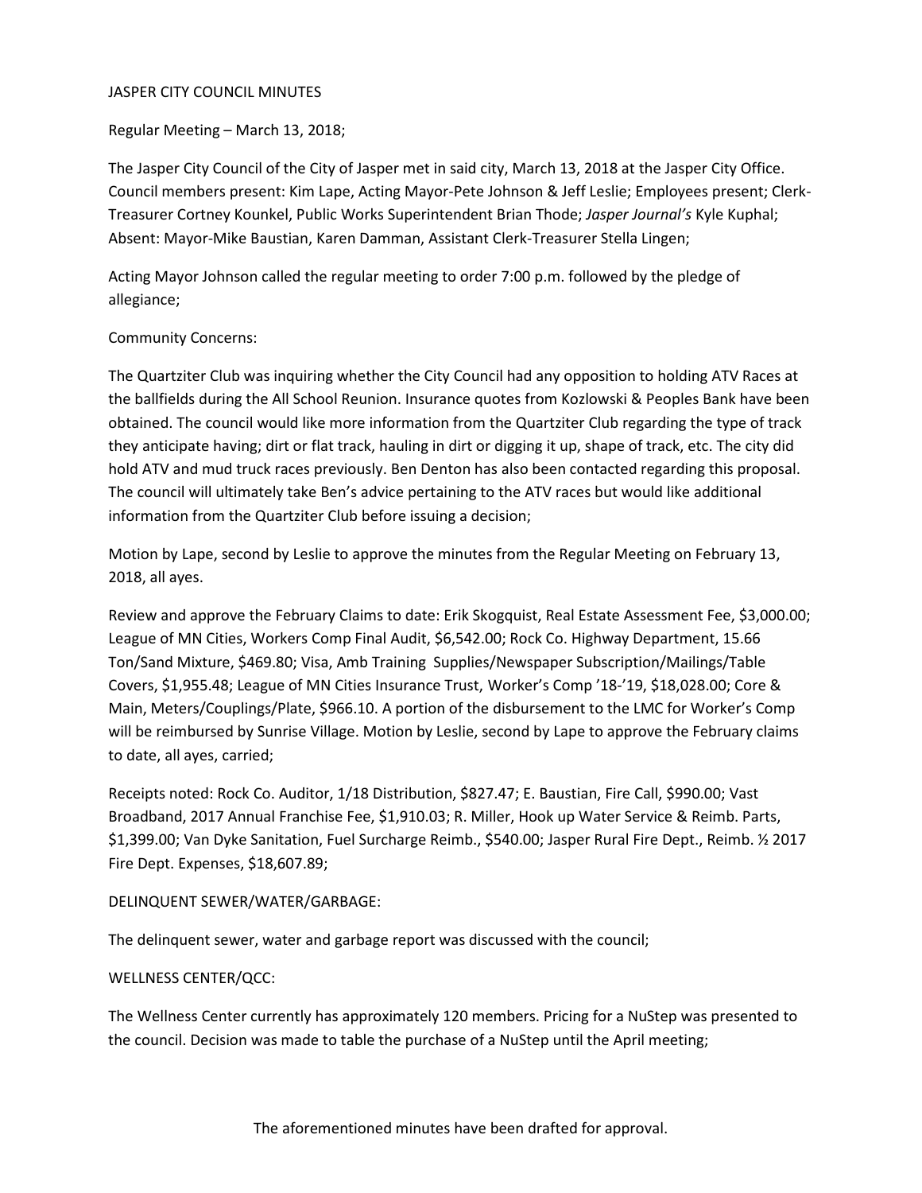JASPER CITY COUNCIL MINUTES

Regular Meeting – March 13, 2018;

The Jasper City Council of the City of Jasper met in said city, March 13, 2018 at the Jasper City Office. Council members present: Kim Lape, Acting Mayor-Pete Johnson & Jeff Leslie; Employees present; Clerk-Treasurer Cortney Kounkel, Public Works Superintendent Brian Thode; *Jasper Journal's* Kyle Kuphal; Absent: Mayor-Mike Baustian, Karen Damman, Assistant Clerk-Treasurer Stella Lingen;

Acting Mayor Johnson called the regular meeting to order 7:00 p.m. followed by the pledge of allegiance;

Community Concerns:

The Quartziter Club was inquiring whether the City Council had any opposition to holding ATV Races at the ballfields during the All School Reunion. Insurance quotes from Kozlowski & Peoples Bank have been obtained. The council would like more information from the Quartziter Club regarding the type of track they anticipate having; dirt or flat track, hauling in dirt or digging it up, shape of track, etc. The city did hold ATV and mud truck races previously. Ben Denton has also been contacted regarding this proposal. The council will ultimately take Ben's advice pertaining to the ATV races but would like additional information from the Quartziter Club before issuing a decision;

Motion by Lape, second by Leslie to approve the minutes from the Regular Meeting on February 13, 2018, all ayes.

Review and approve the February Claims to date: Erik Skogquist, Real Estate Assessment Fee, $3,000.00; League of MN Cities, Workers Comp Final Audit, $6,542.00; Rock Co. Highway Department, 15.66 Ton/Sand Mixture, $469.80; Visa, Amb Training Supplies/Newspaper Subscription/Mailings/Table Covers, $1,955.48; League of MN Cities Insurance Trust, Worker's Comp '18-'19, $18,028.00; Core & Main, Meters/Couplings/Plate, $966.10. A portion of the disbursement to the LMC for Worker's Comp will be reimbursed by Sunrise Village. Motion by Leslie, second by Lape to approve the February claims to date, all ayes, carried;

Receipts noted: Rock Co. Auditor, 1/18 Distribution, $827.47; E. Baustian, Fire Call, $990.00; Vast Broadband, 2017 Annual Franchise Fee, $1,910.03; R. Miller, Hook up Water Service & Reimb. Parts, $1,399.00; Van Dyke Sanitation, Fuel Surcharge Reimb., $540.00; Jasper Rural Fire Dept., Reimb. ½ 2017 Fire Dept. Expenses, $18,607.89;

DELINQUENT SEWER/WATER/GARBAGE:

The delinquent sewer, water and garbage report was discussed with the council;

WELLNESS CENTER/QCC:

The Wellness Center currently has approximately 120 members. Pricing for a NuStep was presented to the council. Decision was made to table the purchase of a NuStep until the April meeting;

The aforementioned minutes have been drafted for approval.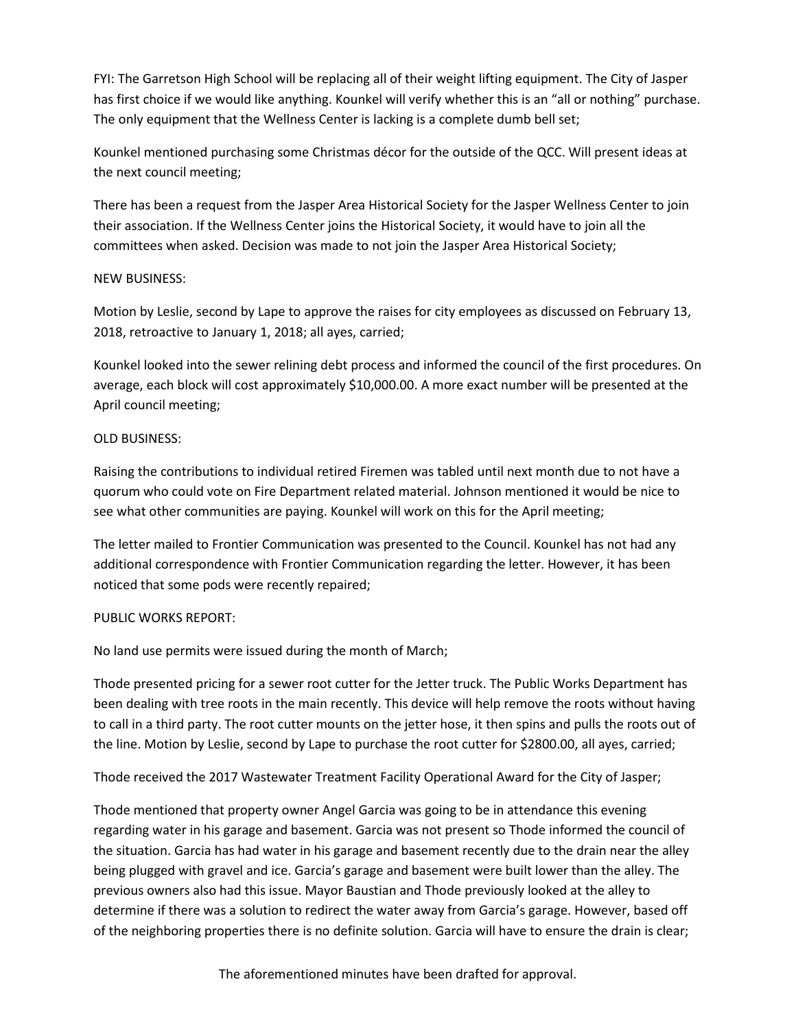FYI: The Garretson High School will be replacing all of their weight lifting equipment. The City of Jasper has first choice if we would like anything. Kounkel will verify whether this is an "all or nothing" purchase. The only equipment that the Wellness Center is lacking is a complete dumb bell set;

Kounkel mentioned purchasing some Christmas décor for the outside of the QCC. Will present ideas at the next council meeting;

There has been a request from the Jasper Area Historical Society for the Jasper Wellness Center to join their association. If the Wellness Center joins the Historical Society, it would have to join all the committees when asked. Decision was made to not join the Jasper Area Historical Society;

NEW BUSINESS:

Motion by Leslie, second by Lape to approve the raises for city employees as discussed on February 13, 2018, retroactive to January 1, 2018; all ayes, carried;

Kounkel looked into the sewer relining debt process and informed the council of the first procedures. On average, each block will cost approximately $10,000.00. A more exact number will be presented at the April council meeting;

OLD BUSINESS:

Raising the contributions to individual retired Firemen was tabled until next month due to not have a quorum who could vote on Fire Department related material. Johnson mentioned it would be nice to see what other communities are paying. Kounkel will work on this for the April meeting;

The letter mailed to Frontier Communication was presented to the Council. Kounkel has not had any additional correspondence with Frontier Communication regarding the letter. However, it has been noticed that some pods were recently repaired;

PUBLIC WORKS REPORT:

No land use permits were issued during the month of March;

Thode presented pricing for a sewer root cutter for the Jetter truck. The Public Works Department has been dealing with tree roots in the main recently. This device will help remove the roots without having to call in a third party. The root cutter mounts on the jetter hose, it then spins and pulls the roots out of the line. Motion by Leslie, second by Lape to purchase the root cutter for $2800.00, all ayes, carried;

Thode received the 2017 Wastewater Treatment Facility Operational Award for the City of Jasper;

Thode mentioned that property owner Angel Garcia was going to be in attendance this evening regarding water in his garage and basement. Garcia was not present so Thode informed the council of the situation. Garcia has had water in his garage and basement recently due to the drain near the alley being plugged with gravel and ice. Garcia's garage and basement were built lower than the alley. The previous owners also had this issue. Mayor Baustian and Thode previously looked at the alley to determine if there was a solution to redirect the water away from Garcia's garage. However, based off of the neighboring properties there is no definite solution. Garcia will have to ensure the drain is clear;

The aforementioned minutes have been drafted for approval.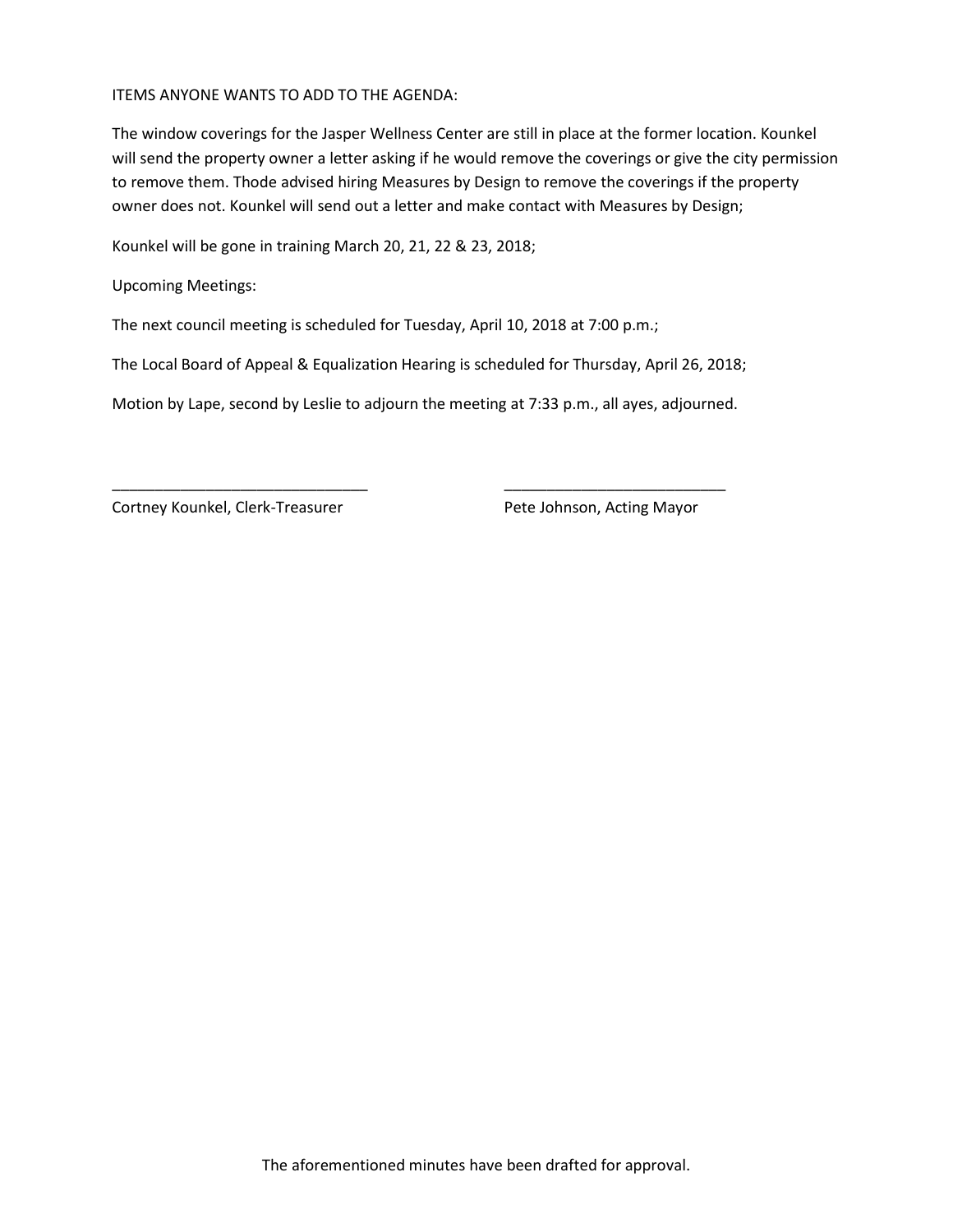ITEMS ANYONE WANTS TO ADD TO THE AGENDA:

The window coverings for the Jasper Wellness Center are still in place at the former location. Kounkel will send the property owner a letter asking if he would remove the coverings or give the city permission to remove them. Thode advised hiring Measures by Design to remove the coverings if the property owner does not. Kounkel will send out a letter and make contact with Measures by Design;

Kounkel will be gone in training March 20, 21, 22 & 23, 2018;

Upcoming Meetings:

The next council meeting is scheduled for Tuesday, April 10, 2018 at 7:00 p.m.;

The Local Board of Appeal & Equalization Hearing is scheduled for Thursday, April 26, 2018;

Motion by Lape, second by Leslie to adjourn the meeting at 7:33 p.m., all ayes, adjourned.

______________________________ ______________________________

Cortney Kounkel, Clerk-Treasurer Pete Johnson, Acting Mayor

The aforementioned minutes have been drafted for approval.